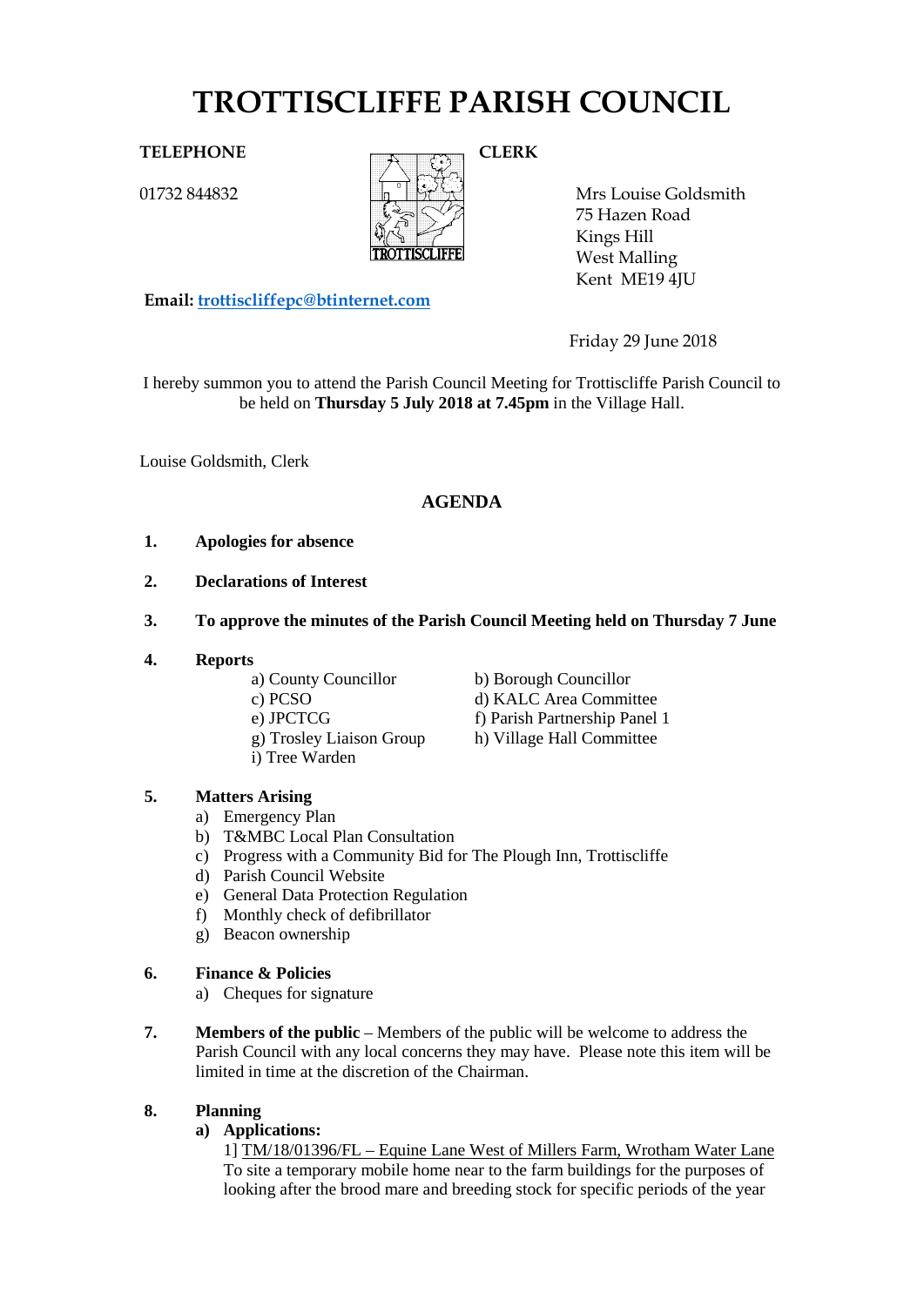# TROTTISCLIFFE PARISH COUNCIL

**TELEPHONE**

01732 844832

**CLERK**

Mrs Louise Goldsmith
75 Hazen Road
Kings Hill
West Malling
Kent ME19 4JU

**Email:** trottiscliffepc@btinternet.com

Friday 29 June 2018

I hereby summon you to attend the Parish Council Meeting for Trottiscliffe Parish Council to be held on **Thursday 5 July 2018 at 7.45pm** in the Village Hall.

Louise Goldsmith, Clerk

## AGENDA

1. **Apologies for absence**

2. **Declarations of Interest**

3. **To approve the minutes of the Parish Council Meeting held on Thursday 7 June**

4. **Reports**
   - a) County Councillor
   - b) Borough Councillor
   - c) PCSO
   - d) KALC Area Committee
   - e) JPCTCG
   - f) Parish Partnership Panel 1
   - g) Trosley Liaison Group
   - h) Village Hall Committee
   - i) Tree Warden

5. **Matters Arising**
   - a) Emergency Plan
   - b) T&MBC Local Plan Consultation
   - c) Progress with a Community Bid for The Plough Inn, Trottiscliffe
   - d) Parish Council Website
   - e) General Data Protection Regulation
   - f) Monthly check of defibrillator
   - g) Beacon ownership

6. **Finance & Policies**
   - a) Cheques for signature

7. **Members of the public** – Members of the public will be welcome to address the Parish Council with any local concerns they may have. Please note this item will be limited in time at the discretion of the Chairman.

8. **Planning**
   - **a) Applications:**

     1] TM/18/01396/FL – Equine Lane West of Millers Farm, Wrotham Water Lane
     To site a temporary mobile home near to the farm buildings for the purposes of looking after the brood mare and breeding stock for specific periods of the year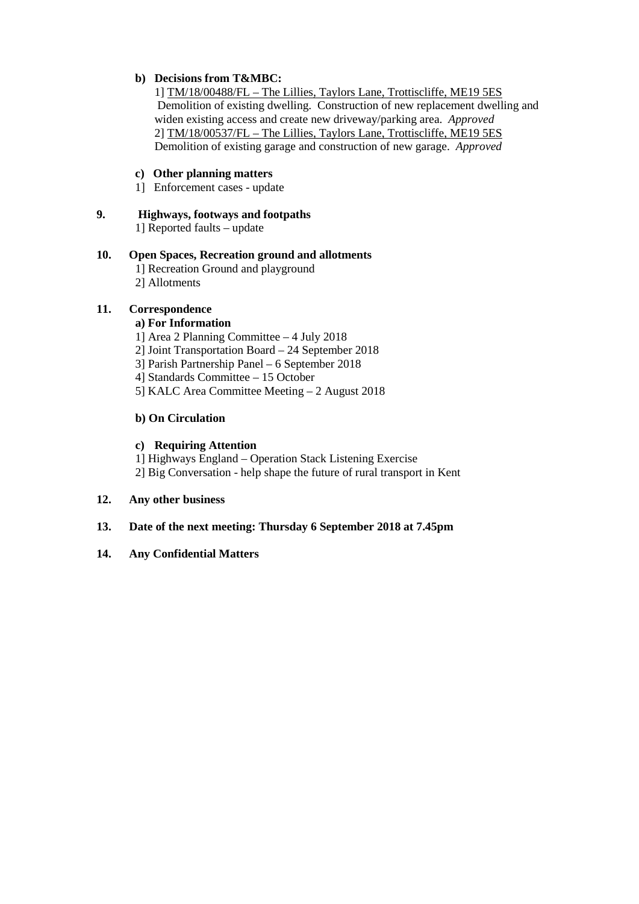**b) Decisions from T&MBC:**

1] TM/18/00488/FL – The Lillies, Taylors Lane, Trottiscliffe, ME19 5ES
Demolition of existing dwelling. Construction of new replacement dwelling and widen existing access and create new driveway/parking area. *Approved*

2] TM/18/00537/FL – The Lillies, Taylors Lane, Trottiscliffe, ME19 5ES
Demolition of existing garage and construction of new garage. *Approved*

**c) Other planning matters**

1] Enforcement cases - update

**9. Highways, footways and footpaths**

1] Reported faults – update

**10. Open Spaces, Recreation ground and allotments**

1] Recreation Ground and playground
2] Allotments

**11. Correspondence**

**a) For Information**

1] Area 2 Planning Committee – 4 July 2018
2] Joint Transportation Board – 24 September 2018
3] Parish Partnership Panel – 6 September 2018
4] Standards Committee – 15 October
5] KALC Area Committee Meeting – 2 August 2018

**b) On Circulation**

**c) Requiring Attention**

1] Highways England – Operation Stack Listening Exercise
2] Big Conversation - help shape the future of rural transport in Kent

**12. Any other business**

**13. Date of the next meeting: Thursday 6 September 2018 at 7.45pm**

**14. Any Confidential Matters**